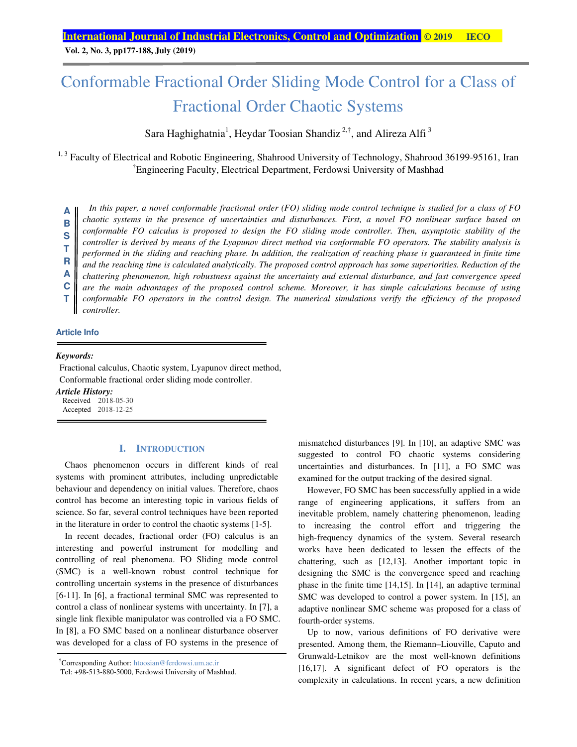# Conformable Fractional Order Sliding Mode Control for a Class of Fractional Order Chaotic Systems

Sara Haghighatnia[1], Heydar Toosian Shandiz[2,†], and Alireza Alfi[3]

[1, 3] Faculty of Electrical and Robotic Engineering, Shahrood University of Technology, Shahrood 36199-95161, Iran
[†]Engineering Faculty, Electrical Department, Ferdowsi University of Mashhad

**ABSTRACT**

*In this paper, a novel conformable fractional order (FO) sliding mode control technique is studied for a class of FO chaotic systems in the presence of uncertainties and disturbances. First, a novel FO nonlinear surface based on conformable FO calculus is proposed to design the FO sliding mode controller. Then, asymptotic stability of the controller is derived by means of the Lyapunov direct method via conformable FO operators. The stability analysis is performed in the sliding and reaching phase. In addition, the realization of reaching phase is guaranteed in finite time and the reaching time is calculated analytically. The proposed control approach has some superiorities. Reduction of the chattering phenomenon, high robustness against the uncertainty and external disturbance, and fast convergence speed are the main advantages of the proposed control scheme. Moreover, it has simple calculations because of using conformable FO operators in the control design. The numerical simulations verify the efficiency of the proposed controller.*

### Article Info

***Keywords:***
Fractional calculus, Chaotic system, Lyapunov direct method, Conformable fractional order sliding mode controller.

***Article History:***
Received 2018-05-30
Accepted 2018-12-25

## I. Introduction

Chaos phenomenon occurs in different kinds of real systems with prominent attributes, including unpredictable behaviour and dependency on initial values. Therefore, chaos control has become an interesting topic in various fields of science. So far, several control techniques have been reported in the literature in order to control the chaotic systems [1-5].

In recent decades, fractional order (FO) calculus is an interesting and powerful instrument for modelling and controlling of real phenomena. FO Sliding mode control (SMC) is a well-known robust control technique for controlling uncertain systems in the presence of disturbances [6-11]. In [6], a fractional terminal SMC was represented to control a class of nonlinear systems with uncertainty. In [7], a single link flexible manipulator was controlled via a FO SMC. In [8], a FO SMC based on a nonlinear disturbance observer was developed for a class of FO systems in the presence of mismatched disturbances [9]. In [10], an adaptive SMC was suggested to control FO chaotic systems considering uncertainties and disturbances. In [11], a FO SMC was examined for the output tracking of the desired signal.

However, FO SMC has been successfully applied in a wide range of engineering applications, it suffers from an inevitable problem, namely chattering phenomenon, leading to increasing the control effort and triggering the high-frequency dynamics of the system. Several research works have been dedicated to lessen the effects of the chattering, such as [12,13]. Another important topic in designing the SMC is the convergence speed and reaching phase in the finite time [14,15]. In [14], an adaptive terminal SMC was developed to control a power system. In [15], an adaptive nonlinear SMC scheme was proposed for a class of fourth-order systems.

Up to now, various definitions of FO derivative were presented. Among them, the Riemann–Liouville, Caputo and Grunwald-Letnikov are the most well-known definitions [16,17]. A significant defect of FO operators is the complexity in calculations. In recent years, a new definition

[†]Corresponding Author: htoosian@ferdowsi.um.ac.ir
Tel: +98-513-880-5000, Ferdowsi University of Mashhad.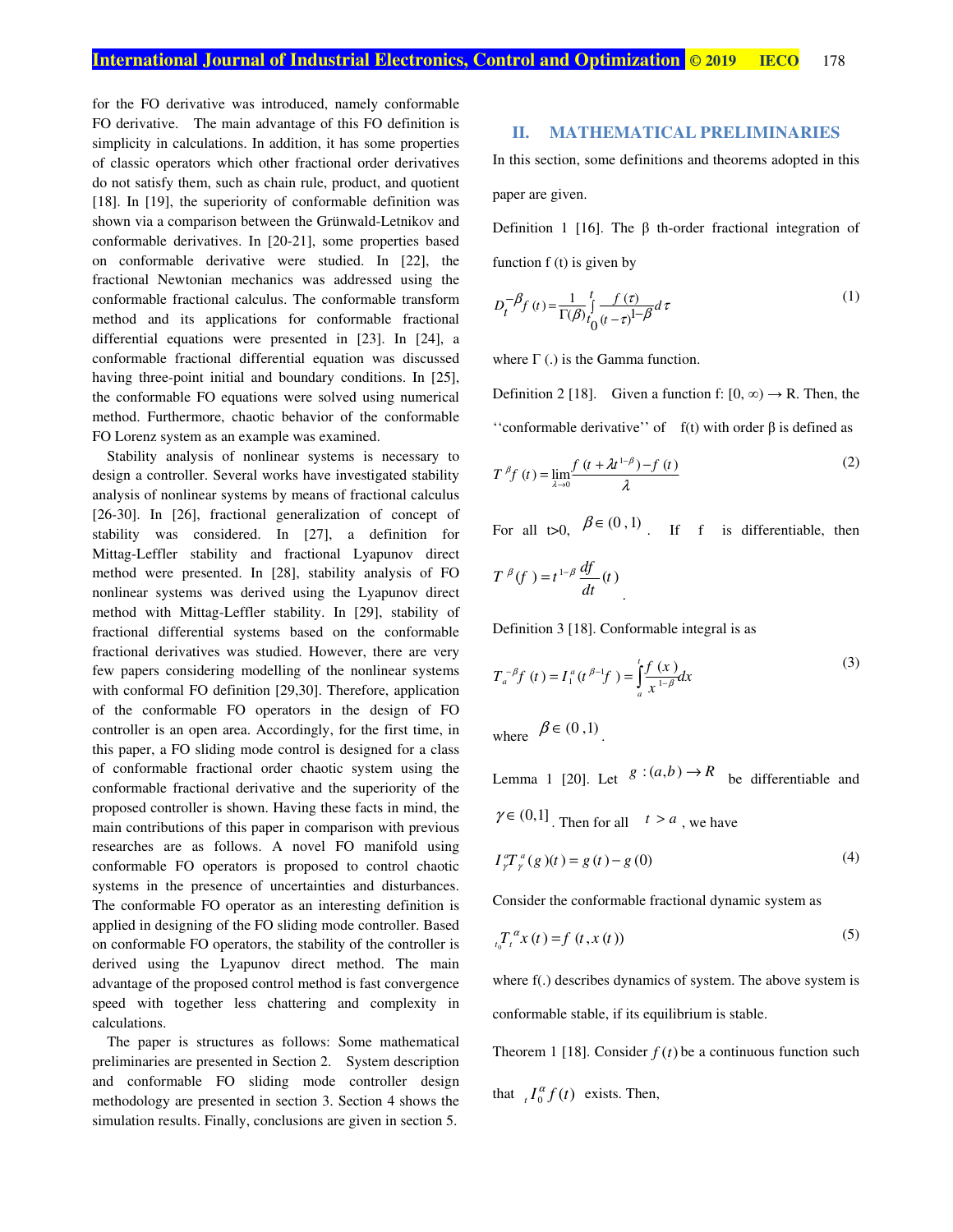for the FO derivative was introduced, namely conformable FO derivative. The main advantage of this FO definition is simplicity in calculations. In addition, it has some properties of classic operators which other fractional order derivatives do not satisfy them, such as chain rule, product, and quotient [18]. In [19], the superiority of conformable definition was shown via a comparison between the Grünwald-Letnikov and conformable derivatives. In [20-21], some properties based on conformable derivative were studied. In [22], the fractional Newtonian mechanics was addressed using the conformable fractional calculus. The conformable transform method and its applications for conformable fractional differential equations were presented in [23]. In [24], a conformable fractional differential equation was discussed having three-point initial and boundary conditions. In [25], the conformable FO equations were solved using numerical method. Furthermore, chaotic behavior of the conformable FO Lorenz system as an example was examined.

Stability analysis of nonlinear systems is necessary to design a controller. Several works have investigated stability analysis of nonlinear systems by means of fractional calculus [26-30]. In [26], fractional generalization of concept of stability was considered. In [27], a definition for Mittag-Leffler stability and fractional Lyapunov direct method were presented. In [28], stability analysis of FO nonlinear systems was derived using the Lyapunov direct method with Mittag-Leffler stability. In [29], stability of fractional differential systems based on the conformable fractional derivatives was studied. However, there are very few papers considering modelling of the nonlinear systems with conformal FO definition [29,30]. Therefore, application of the conformable FO operators in the design of FO controller is an open area. Accordingly, for the first time, in this paper, a FO sliding mode control is designed for a class of conformable fractional order chaotic system using the conformable fractional derivative and the superiority of the proposed controller is shown. Having these facts in mind, the main contributions of this paper in comparison with previous researches are as follows. A novel FO manifold using conformable FO operators is proposed to control chaotic systems in the presence of uncertainties and disturbances. The conformable FO operator as an interesting definition is applied in designing of the FO sliding mode controller. Based on conformable FO operators, the stability of the controller is derived using the Lyapunov direct method. The main advantage of the proposed control method is fast convergence speed with together less chattering and complexity in calculations.

The paper is structures as follows: Some mathematical preliminaries are presented in Section 2. System description and conformable FO sliding mode controller design methodology are presented in section 3. Section 4 shows the simulation results. Finally, conclusions are given in section 5.

## II. MATHEMATICAL PRELIMINARIES

In this section, some definitions and theorems adopted in this paper are given.

Definition 1 [16]. The β th-order fractional integration of function f (t) is given by

$$D_t^{-\beta} f(t) = \frac{1}{\Gamma(\beta)} \int_{t_0}^{t} \frac{f(\tau)}{(t-\tau)^{1-\beta}} d\tau \tag{1}$$

where Γ (.) is the Gamma function.

Definition 2 [18]. Given a function f: [0, ∞) → R. Then, the ‘‘conformable derivative’’ of f(t) with order β is defined as

$$T^{\beta} f(t) = \lim_{\lambda \to 0} \frac{f(t + \lambda t^{1-\beta}) - f(t)}{\lambda} \tag{2}$$

For all t>0, $\beta \in (0,1)$. If f is differentiable, then $T^{\beta}(f) = t^{1-\beta} \frac{df}{dt}(t)$.

Definition 3 [18]. Conformable integral is as

$$T_a^{-\beta} f(t) = I_1^a (t^{\beta-1} f) = \int_a^t \frac{f(x)}{x^{1-\beta}} dx \tag{3}$$

where $\beta \in (0,1)$.

Lemma 1 [20]. Let $g:(a,b) \to R$ be differentiable and $\gamma \in (0,1]$. Then for all $t > a$, we have

$$I_{\gamma}^{a} T_{\gamma}^{a}(g)(t) = g(t) - g(0) \tag{4}$$

Consider the conformable fractional dynamic system as

$${}_{t_0}T_t^{\alpha} x(t) = f(t, x(t)) \tag{5}$$

where f(.) describes dynamics of system. The above system is conformable stable, if its equilibrium is stable.

Theorem 1 [18]. Consider $f(t)$ be a continuous function such that ${}_tI_0^{\alpha} f(t)$ exists. Then,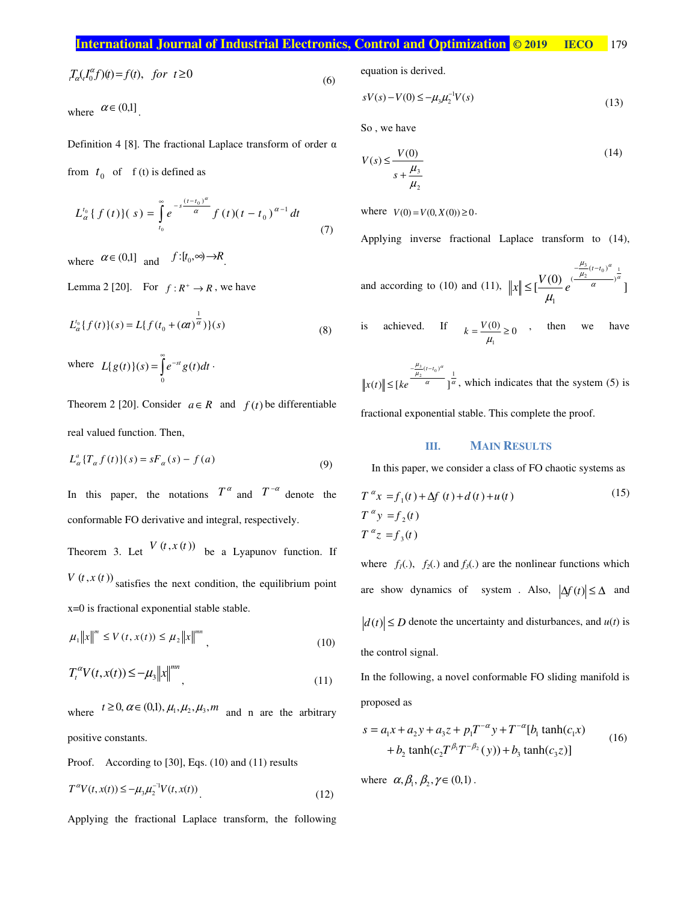$$ {}_tT_\alpha(I_0^\alpha f)(t) = f(t), \quad for \quad t \geq 0 \tag{6}$$

where $\alpha \in (0,1]$.

Definition 4 [8]. The fractional Laplace transform of order α from $t_0$ of f (t) is defined as

$$L_\alpha^{t_0}\{f(t)\}(s) = \int_{t_0}^{\infty} e^{-s\frac{(t-t_0)^\alpha}{\alpha}} f(t)(t-t_0)^{\alpha-1}dt \tag{7}$$

where $\alpha \in (0,1]$ and $f:[t_0,\infty) \to R$.

Lemma 2 [20]. For $f: R^+ \to R$, we have

$$L_\alpha^{t_0}\{f(t)\}(s) = L\{f(t_0 + (\alpha t)^{\frac{1}{\alpha}})\}(s) \tag{8}$$

where $L\{g(t)\}(s) = \int_0^\infty e^{-st}g(t)dt$.

Theorem 2 [20]. Consider $a \in R$ and $f(t)$ be differentiable real valued function. Then,

$$L_\alpha^a\{T_\alpha f(t)\}(s) = sF_\alpha(s) - f(a) \tag{9}$$

In this paper, the notations $T^\alpha$ and $T^{-\alpha}$ denote the conformable FO derivative and integral, respectively.

Theorem 3. Let $V(t, x(t))$ be a Lyapunov function. If $V(t, x(t))$ satisfies the next condition, the equilibrium point x=0 is fractional exponential stable stable.

$$\mu_1\|x\|^m \leq V(t,x(t)) \leq \mu_2\|x\|^{mn}, \tag{10}$$

$$T_t^\alpha V(t,x(t)) \leq -\mu_3\|x\|^{mn}, \tag{11}$$

where $t \geq 0, \alpha \in (0,1), \mu_1, \mu_2, \mu_3, m$ and n are the arbitrary positive constants.

Proof. According to [30], Eqs. (10) and (11) results

$$T^\alpha V(t,x(t)) \leq -\mu_3\mu_2^{-1}V(t,x(t)). \tag{12}$$

Applying the fractional Laplace transform, the following equation is derived.

$$sV(s) - V(0) \leq -\mu_3\mu_2^{-1}V(s) \tag{13}$$

So , we have

$$V(s) \leq \frac{V(0)}{s + \frac{\mu_3}{\mu_2}} \tag{14}$$

where $V(0) = V(0, X(0)) \geq 0$.

Applying inverse fractional Laplace transform to (14), and according to (10) and (11), $\|x\| \leq [\frac{V(0)}{\mu_1} e^{(\frac{-\frac{\mu_3}{\mu_2}(t-t_0)^\alpha}{\alpha})^{\frac{1}{\alpha}}}]$ is achieved. If $k = \frac{V(0)}{\mu_1} \geq 0$, then we have $\|x(t)\| \leq [ke^{\frac{-\frac{\mu_3}{\mu_2}(t-t_0)^\alpha}{\alpha}}]^{\frac{1}{\alpha}}$, which indicates that the system (5) is fractional exponential stable. This complete the proof.

## III. Main Results

In this paper, we consider a class of FO chaotic systems as

$$\begin{aligned} T^\alpha x &= f_1(t) + \Delta f(t) + d(t) + u(t) \\ T^\alpha y &= f_2(t) \\ T^\alpha z &= f_3(t) \end{aligned} \tag{15}$$

where $f_1(.)$, $f_2(.)$ and $f_3(.)$ are the nonlinear functions which are show dynamics of system . Also, $|\Delta f(t)| \leq \Delta$ and $|d(t)| \leq D$ denote the uncertainty and disturbances, and $u(t)$ is the control signal.

In the following, a novel conformable FO sliding manifold is proposed as

$$\begin{aligned} s = a_1x + a_2y + a_3z + p_1T^{-\alpha}y + T^{-\alpha}[b_1\tanh(c_1x) \\ + b_2\tanh(c_2T^{\beta_1}T^{-\beta_2}(y)) + b_3\tanh(c_3z)] \end{aligned} \tag{16}$$

where $\alpha, \beta_1, \beta_2, \gamma \in (0,1)$.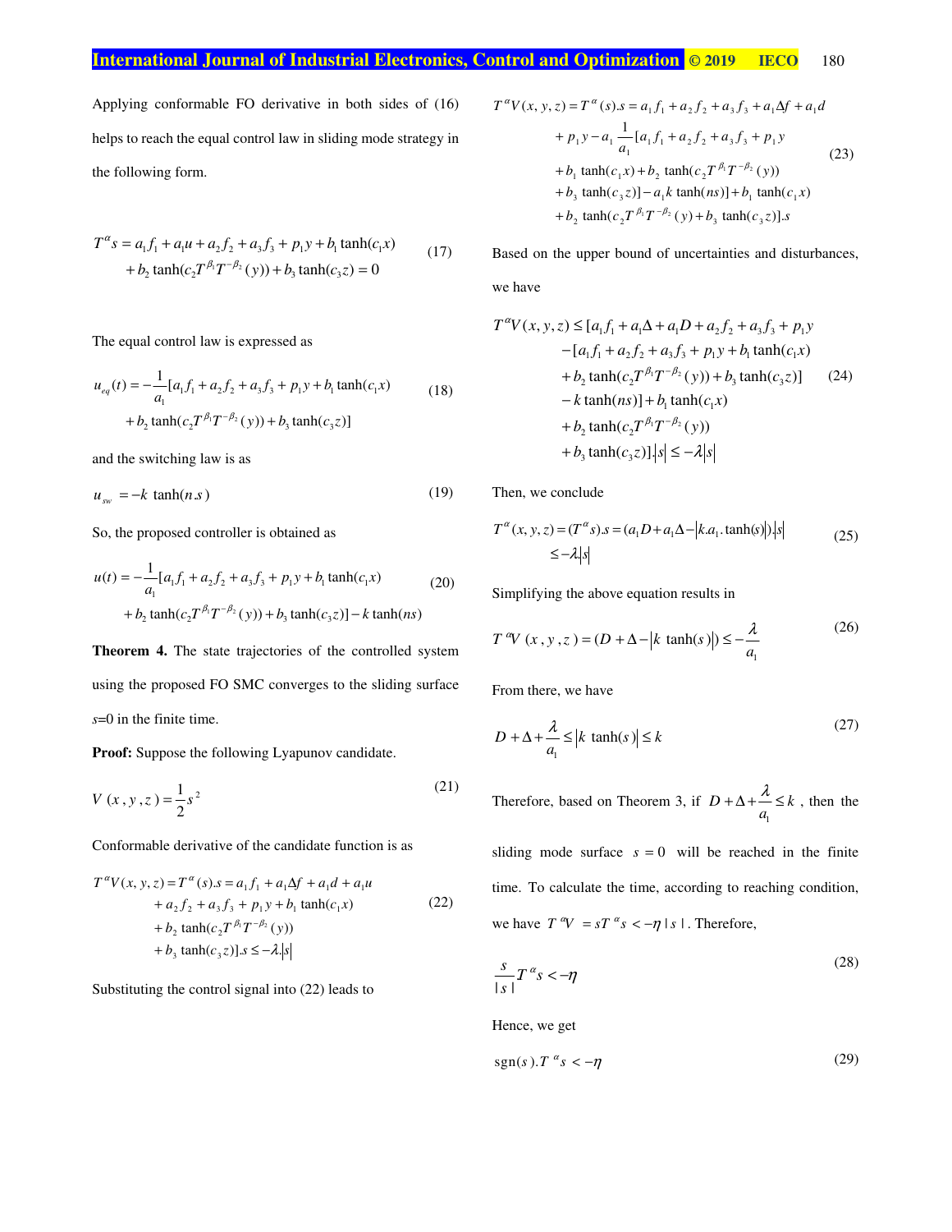Applying conformable FO derivative in both sides of (16) helps to reach the equal control law in sliding mode strategy in the following form.

$$
\begin{aligned}
T^{\alpha} s &= a_1 f_1 + a_1 u + a_2 f_2 + a_3 f_3 + p_1 y + b_1 \tanh(c_1 x) \\
&\quad + b_2 \tanh(c_2 T^{\beta_1} T^{-\beta_2}(y)) + b_3 \tanh(c_3 z) = 0
\end{aligned} \tag{17}
$$

The equal control law is expressed as

$$
\begin{aligned}
u_{eq}(t) &= -\frac{1}{a_1}[a_1 f_1 + a_2 f_2 + a_3 f_3 + p_1 y + b_1 \tanh(c_1 x) \\
&\quad + b_2 \tanh(c_2 T^{\beta_1} T^{-\beta_2}(y)) + b_3 \tanh(c_3 z)]
\end{aligned} \tag{18}
$$

and the switching law is as

$$
u_{sw} = -k \tanh(n.s) \tag{19}
$$

So, the proposed controller is obtained as

$$
\begin{aligned}
u(t) &= -\frac{1}{a_1}[a_1 f_1 + a_2 f_2 + a_3 f_3 + p_1 y + b_1 \tanh(c_1 x) \\
&\quad + b_2 \tanh(c_2 T^{\beta_1} T^{-\beta_2}(y)) + b_3 \tanh(c_3 z)] - k \tanh(ns)
\end{aligned} \tag{20}
$$

**Theorem 4.** The state trajectories of the controlled system using the proposed FO SMC converges to the sliding surface $s$=0 in the finite time.

**Proof:** Suppose the following Lyapunov candidate.

$$
V(x, y, z) = \frac{1}{2} s^2 \tag{21}
$$

Conformable derivative of the candidate function is as

$$
\begin{aligned}
T^{\alpha} V(x,y,z) = T^{\alpha}(s).s &= a_1 f_1 + a_1 \Delta f + a_1 d + a_1 u \\
&\quad + a_2 f_2 + a_3 f_3 + p_1 y + b_1 \tanh(c_1 x) \\
&\quad + b_2 \tanh(c_2 T^{\beta_1} T^{-\beta_2}(y)) \\
&\quad + b_3 \tanh(c_3 z)].s \le -\lambda |s|
\end{aligned} \tag{22}
$$

Substituting the control signal into (22) leads to

$$
\begin{aligned}
T^{\alpha} V(x,y,z) = T^{\alpha}(s).s &= a_1 f_1 + a_2 f_2 + a_3 f_3 + a_1 \Delta f + a_1 d \\
&\quad + p_1 y - a_1 \frac{1}{a_1}[a_1 f_1 + a_2 f_2 + a_3 f_3 + p_1 y \\
&\quad + b_1 \tanh(c_1 x) + b_2 \tanh(c_2 T^{\beta_1} T^{-\beta_2}(y)) \\
&\quad + b_3 \tanh(c_3 z)] - a_1 k \tanh(ns)] + b_1 \tanh(c_1 x) \\
&\quad + b_2 \tanh(c_2 T^{\beta_1} T^{-\beta_2}(y)) + b_3 \tanh(c_3 z)].s
\end{aligned} \tag{23}
$$

Based on the upper bound of uncertainties and disturbances, we have

$$
\begin{aligned}
T^{\alpha} V(x,y,z) &\le [a_1 f_1 + a_1 \Delta + a_1 D + a_2 f_2 + a_3 f_3 + p_1 y \\
&\quad - [a_1 f_1 + a_2 f_2 + a_3 f_3 + p_1 y + b_1 \tanh(c_1 x) \\
&\quad + b_2 \tanh(c_2 T^{\beta_1} T^{-\beta_2}(y)) + b_3 \tanh(c_3 z)] \\
&\quad - k \tanh(ns)] + b_1 \tanh(c_1 x) \\
&\quad + b_2 \tanh(c_2 T^{\beta_1} T^{-\beta_2}(y)) \\
&\quad + b_3 \tanh(c_3 z)].|s| \le -\lambda |s|
\end{aligned} \tag{24}
$$

Then, we conclude

$$
\begin{aligned}
T^{\alpha}(x,y,z) = (T^{\alpha} s).s &= (a_1 D + a_1 \Delta - |k.a_1.\tanh(s)|).|s| \\
&\le -\lambda |s|
\end{aligned} \tag{25}
$$

Simplifying the above equation results in

$$
T^{\alpha} V(x,y,z) = (D + \Delta - |k \tanh(s)|) \le -\frac{\lambda}{a_1} \tag{26}
$$

From there, we have

$$
D + \Delta + \frac{\lambda}{a_1} \le |k \tanh(s)| \le k \tag{27}
$$

Therefore, based on Theorem 3, if $D + \Delta + \frac{\lambda}{a_1} \le k$, then the sliding mode surface $s = 0$ will be reached in the finite time. To calculate the time, according to reaching condition, we have $T^{\alpha} V = s T^{\alpha} s < -\eta |s|$. Therefore,

$$
\frac{s}{|s|} T^{\alpha} s < -\eta \tag{28}
$$

Hence, we get

$$
\operatorname{sgn}(s).T^{\alpha} s < -\eta \tag{29}
$$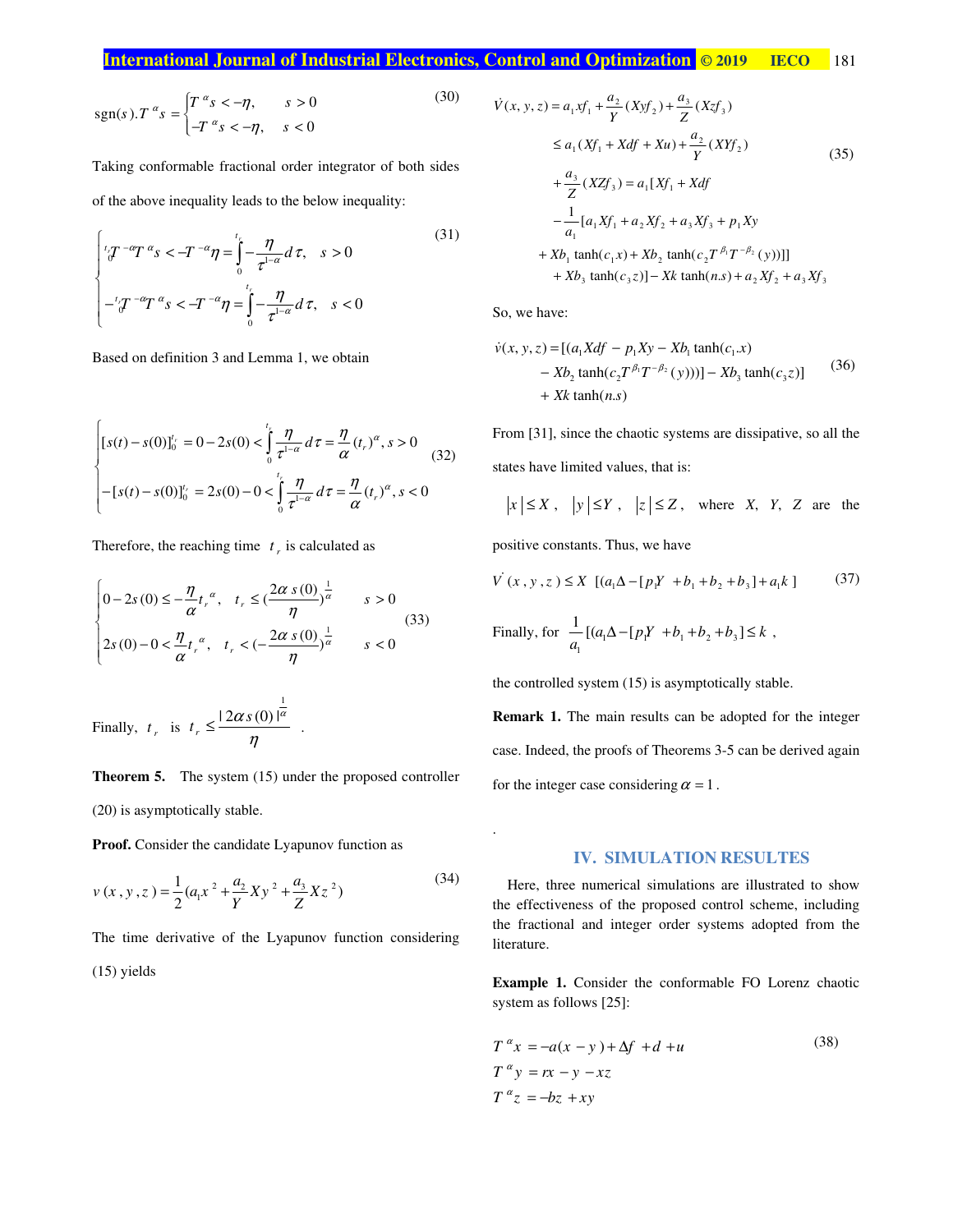$$\operatorname{sgn}(s).T^{\alpha}s=\begin{cases}T^{\alpha}s<-\eta, & s>0\\ -T^{\alpha}s<-\eta, & s<0\end{cases} \tag{30}$$

Taking conformable fractional order integrator of both sides of the above inequality leads to the below inequality:

$$\begin{cases} {}_{0}^{t_r}T^{-\alpha}T^{\alpha}s<-T^{-\alpha}\eta=\int_{0}^{t_r}-\dfrac{\eta}{\tau^{1-\alpha}}d\tau, & s>0\\ -{}_{0}^{t_r}T^{-\alpha}T^{\alpha}s<-T^{-\alpha}\eta=\int_{0}^{t_r}-\dfrac{\eta}{\tau^{1-\alpha}}d\tau, & s<0\end{cases} \tag{31}$$

Based on definition 3 and Lemma 1, we obtain

$$\begin{cases}[s(t)-s(0)]_{0}^{t_r}=0-2s(0)<\int_{0}^{t_r}\dfrac{\eta}{\tau^{1-\alpha}}d\tau=\dfrac{\eta}{\alpha}(t_r)^{\alpha}, s>0\\ -[s(t)-s(0)]_{0}^{t_r}=2s(0)-0<\int_{0}^{t_r}\dfrac{\eta}{\tau^{1-\alpha}}d\tau=\dfrac{\eta}{\alpha}(t_r)^{\alpha}, s<0\end{cases} \tag{32}$$

Therefore, the reaching time $t_r$ is calculated as

$$\begin{cases}0-2s(0)\leq-\dfrac{\eta}{\alpha}t_r^{\alpha}, \quad t_r\leq\left(\dfrac{2\alpha\, s(0)}{\eta}\right)^{\frac{1}{\alpha}} & s>0\\ 2s(0)-0<\dfrac{\eta}{\alpha}t_r^{\alpha}, \quad t_r<\left(-\dfrac{2\alpha\, s(0)}{\eta}\right)^{\frac{1}{\alpha}} & s<0\end{cases} \tag{33}$$

Finally, $t_r$ is $t_r\leq\dfrac{|2\alpha s(0)|^{\frac{1}{\alpha}}}{\eta}$.

**Theorem 5.** The system (15) under the proposed controller (20) is asymptotically stable.

**Proof.** Consider the candidate Lyapunov function as

$$v(x,y,z)=\frac{1}{2}\left(a_1x^2+\frac{a_2}{Y}Xy^2+\frac{a_3}{Z}Xz^2\right) \tag{34}$$

The time derivative of the Lyapunov function considering (15) yields

$$\begin{aligned}\dot{V}(x,y,z)&=a_1xf_1+\frac{a_2}{Y}(Xyf_2)+\frac{a_3}{Z}(Xzf_3)\\ &\leq a_1(Xf_1+Xdf+Xu)+\frac{a_2}{Y}(XYf_2)\\ &+\frac{a_3}{Z}(XZf_3)=a_1[Xf_1+Xdf\\ &-\frac{1}{a_1}[a_1Xf_1+a_2Xf_2+a_3Xf_3+p_1Xy\\ &+Xb_1\tanh(c_1x)+Xb_2\tanh(c_2T^{\beta_1}T^{-\beta_2}(y))]]\\ &+Xb_3\tanh(c_3z)]-Xk\tanh(n.s)+a_2Xf_2+a_3Xf_3\end{aligned} \tag{35}$$

So, we have:

$$\begin{aligned}\dot{v}(x,y,z)&=[(a_1Xdf-p_1Xy-Xb_1\tanh(c_1.x)\\ &-Xb_2\tanh(c_2T^{\beta_1}T^{-\beta_2}(y)))]-Xb_3\tanh(c_3z)]\\ &+Xk\tanh(n.s)\end{aligned} \tag{36}$$

From [31], since the chaotic systems are dissipative, so all the states have limited values, that is:

$|x|\leq X$, $|y|\leq Y$, $|z|\leq Z$, where $X$, $Y$, $Z$ are the positive constants. Thus, we have

$$\dot{V}(x,y,z)\leq X\ \ [(a_1\Delta-[p_1Y+b_1+b_2+b_3]+a_1k\ ] \tag{37}$$

Finally, for $\dfrac{1}{a_1}[(a_1\Delta-[p_1Y+b_1+b_2+b_3]\leq k$,

the controlled system (15) is asymptotically stable.

**Remark 1.** The main results can be adopted for the integer case. Indeed, the proofs of Theorems 3-5 can be derived again for the integer case considering $\alpha=1$.

.

## IV. SIMULATION RESULTES

Here, three numerical simulations are illustrated to show the effectiveness of the proposed control scheme, including the fractional and integer order systems adopted from the literature.

**Example 1.** Consider the conformable FO Lorenz chaotic system as follows [25]:

$$\begin{aligned}T^{\alpha}x&=-a(x-y)+\Delta f+d+u\\ T^{\alpha}y&=rx-y-xz\\ T^{\alpha}z&=-bz+xy\end{aligned} \tag{38}$$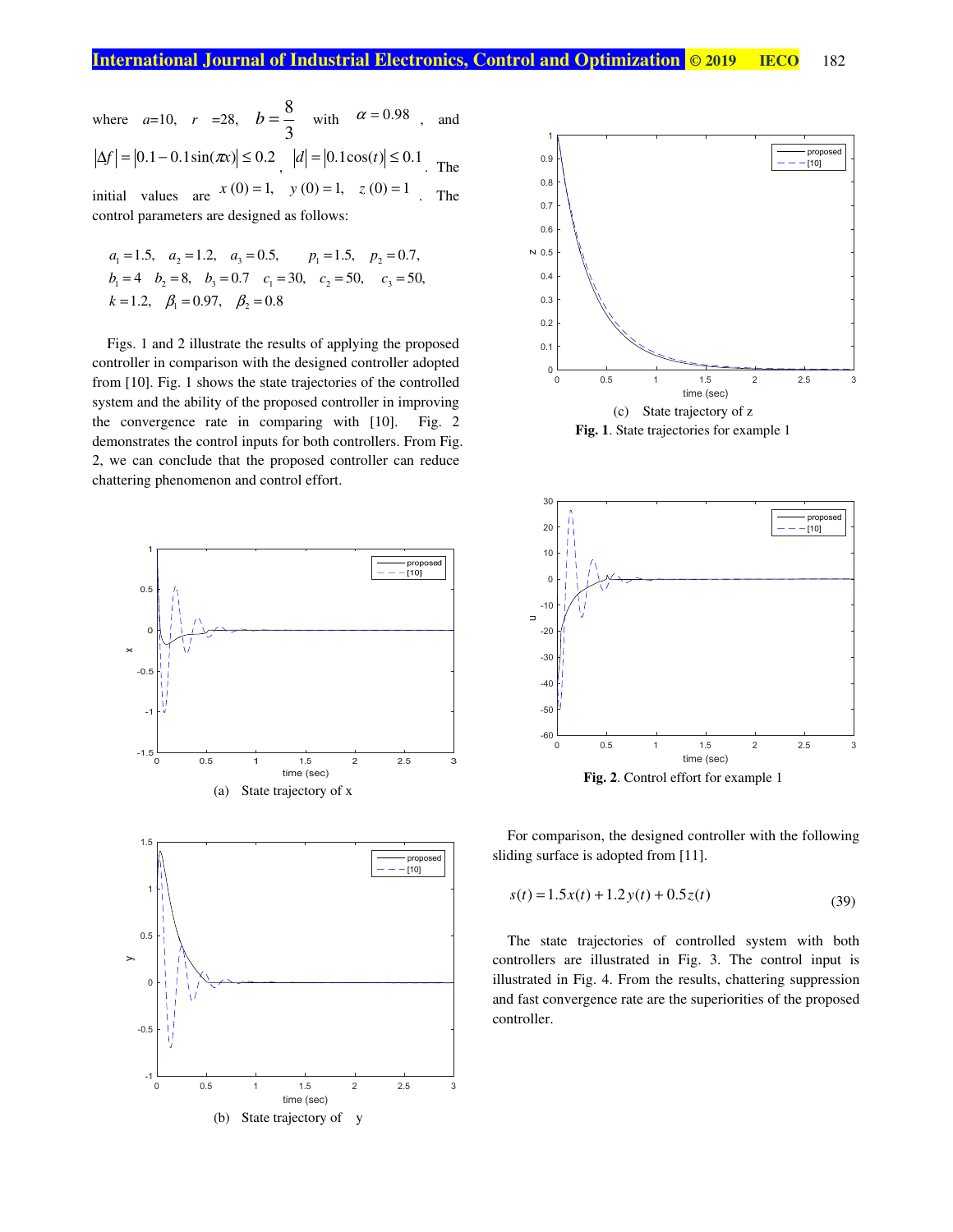where $a$=10, $r$ =28, $b=\dfrac{8}{3}$ with $\alpha=0.98$, and $|\Delta f|=|0.1-0.1\sin(\pi x)|\leq 0.2$, $|d|=|0.1\cos(t)|\leq 0.1$. The initial values are $x(0)=1,\quad y(0)=1,\quad z(0)=1$. The control parameters are designed as follows:

$$a_1=1.5,\quad a_2=1.2,\quad a_3=0.5,\qquad p_1=1.5,\quad p_2=0.7,$$
$$b_1=4\quad b_2=8,\quad b_3=0.7\quad c_1=30,\quad c_2=50,\quad c_3=50,$$
$$k=1.2,\quad \beta_1=0.97,\quad \beta_2=0.8$$

Figs. 1 and 2 illustrate the results of applying the proposed controller in comparison with the designed controller adopted from [10]. Fig. 1 shows the state trajectories of the controlled system and the ability of the proposed controller in improving the convergence rate in comparing with [10]. Fig. 2 demonstrates the control inputs for both controllers. From Fig. 2, we can conclude that the proposed controller can reduce chattering phenomenon and control effort.

(a) State trajectory of x

(b) State trajectory of y

(c) State trajectory of z

**Fig. 1**. State trajectories for example 1

**Fig. 2**. Control effort for example 1

For comparison, the designed controller with the following sliding surface is adopted from [11].

$$s(t)=1.5x(t)+1.2y(t)+0.5z(t) \tag{39}$$

The state trajectories of controlled system with both controllers are illustrated in Fig. 3. The control input is illustrated in Fig. 4. From the results, chattering suppression and fast convergence rate are the superiorities of the proposed controller.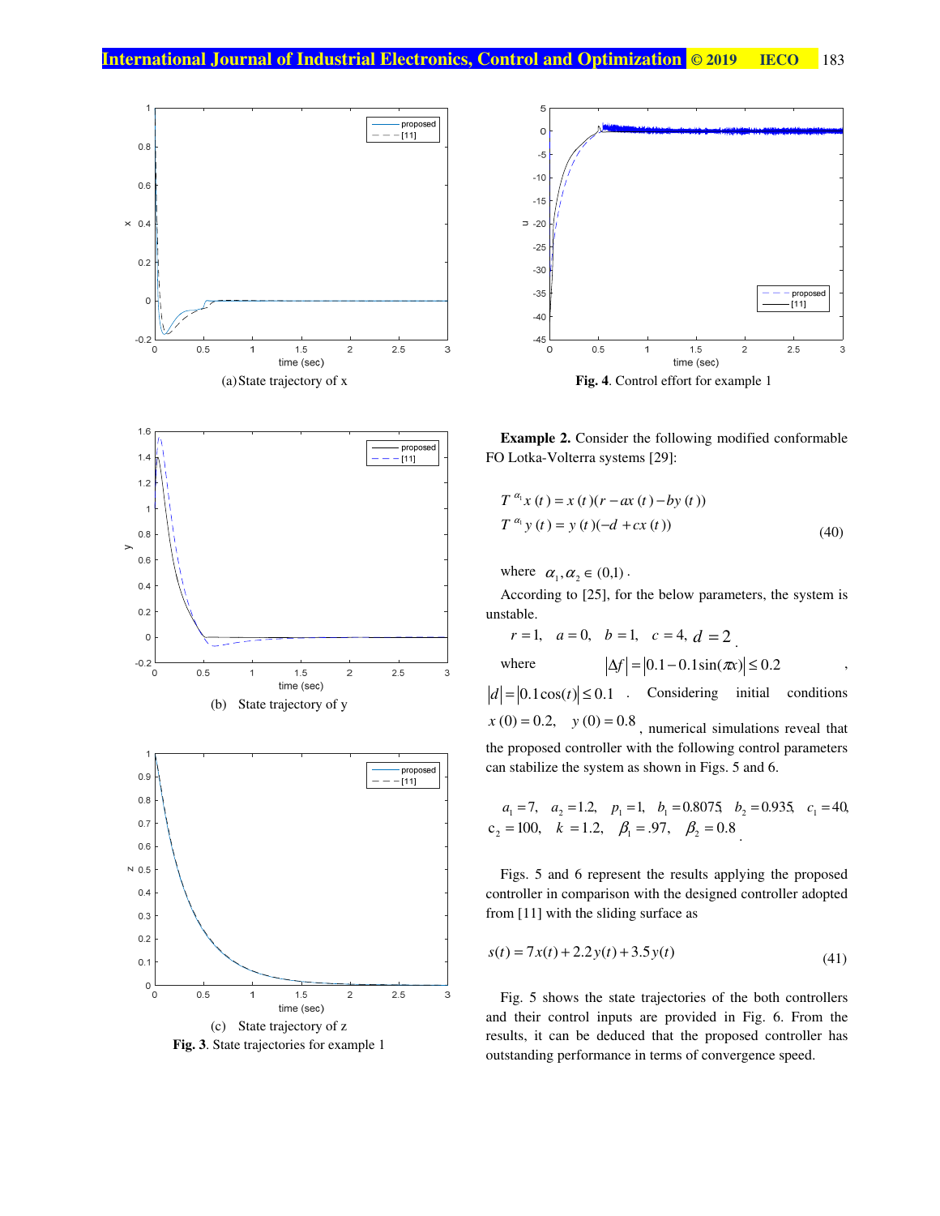(a) State trajectory of x

(b) State trajectory of y

(c) State trajectory of z

**Fig. 3**. State trajectories for example 1

**Fig. 4**. Control effort for example 1

**Example 2.** Consider the following modified conformable FO Lotka-Volterra systems [29]:

$$
\begin{aligned}
T^{\alpha_1} x(t) &= x(t)(r - ax(t) - by(t)) \\
T^{\alpha_1} y(t) &= y(t)(-d + cx(t))
\end{aligned}
\tag{40}
$$

where $\alpha_1, \alpha_2 \in (0,1)$.

According to [25], for the below parameters, the system is unstable.

$r = 1, \quad a = 0, \quad b = 1, \quad c = 4, \quad d = 2$.

where $|\Delta f| = |0.1 - 0.1\sin(\pi x)| \le 0.2$, $|d| = |0.1\cos(t)| \le 0.1$. Considering initial conditions $x(0) = 0.2, \quad y(0) = 0.8$, numerical simulations reveal that the proposed controller with the following control parameters can stabilize the system as shown in Figs. 5 and 6.

$a_1 = 7, \quad a_2 = 1.2, \quad p_1 = 1, \quad b_1 = 0.8075, \quad b_2 = 0.935, \quad c_1 = 40,$
$c_2 = 100, \quad k = 1.2, \quad \beta_1 = .97, \quad \beta_2 = 0.8$.

Figs. 5 and 6 represent the results applying the proposed controller in comparison with the designed controller adopted from [11] with the sliding surface as

$$
s(t) = 7x(t) + 2.2y(t) + 3.5y(t)
\tag{41}
$$

Fig. 5 shows the state trajectories of the both controllers and their control inputs are provided in Fig. 6. From the results, it can be deduced that the proposed controller has outstanding performance in terms of convergence speed.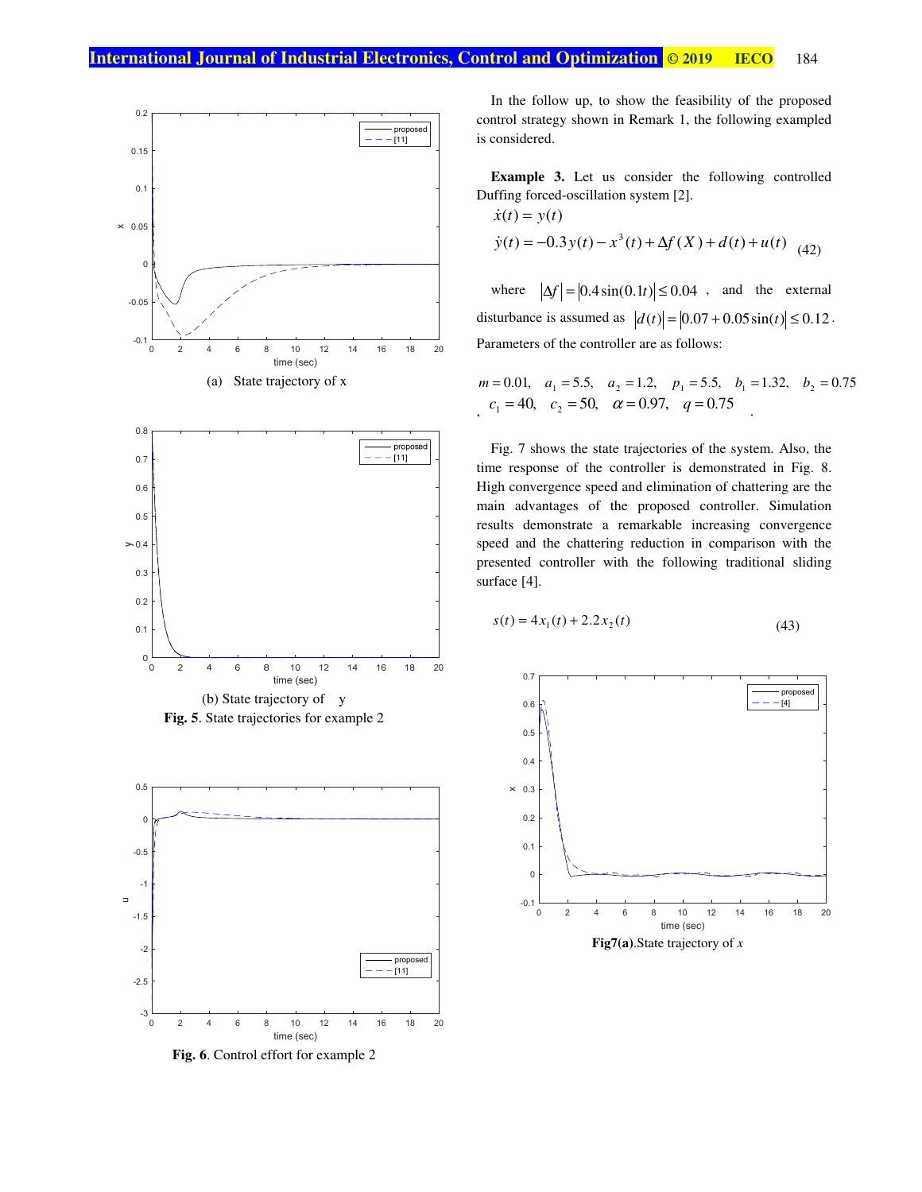(a) State trajectory of x

(b) State trajectory of y

**Fig. 5**. State trajectories for example 2

**Fig. 6**. Control effort for example 2

In the follow up, to show the feasibility of the proposed control strategy shown in Remark 1, the following exampled is considered.

**Example 3.** Let us consider the following controlled Duffing forced-oscillation system [2].

$$\dot{x}(t) = y(t)$$

$$\dot{y}(t) = -0.3y(t) - x^3(t) + \Delta f(X) + d(t) + u(t) \quad (42)$$

where $|\Delta f| = |0.4\sin(0.1t)| \le 0.04$, and the external disturbance is assumed as $|d(t)| = |0.07 + 0.05\sin(t)| \le 0.12$. Parameters of the controller are as follows:

$$m = 0.01, \quad a_1 = 5.5, \quad a_2 = 1.2, \quad p_1 = 5.5, \quad b_1 = 1.32, \quad b_2 = 0.75,$$
$$c_1 = 40, \quad c_2 = 50, \quad \alpha = 0.97, \quad q = 0.75.$$

Fig. 7 shows the state trajectories of the system. Also, the time response of the controller is demonstrated in Fig. 8. High convergence speed and elimination of chattering are the main advantages of the proposed controller. Simulation results demonstrate a remarkable increasing convergence speed and the chattering reduction in comparison with the presented controller with the following traditional sliding surface [4].

$$s(t) = 4x_1(t) + 2.2x_2(t) \quad (43)$$

**Fig7(a)**.State trajectory of *x*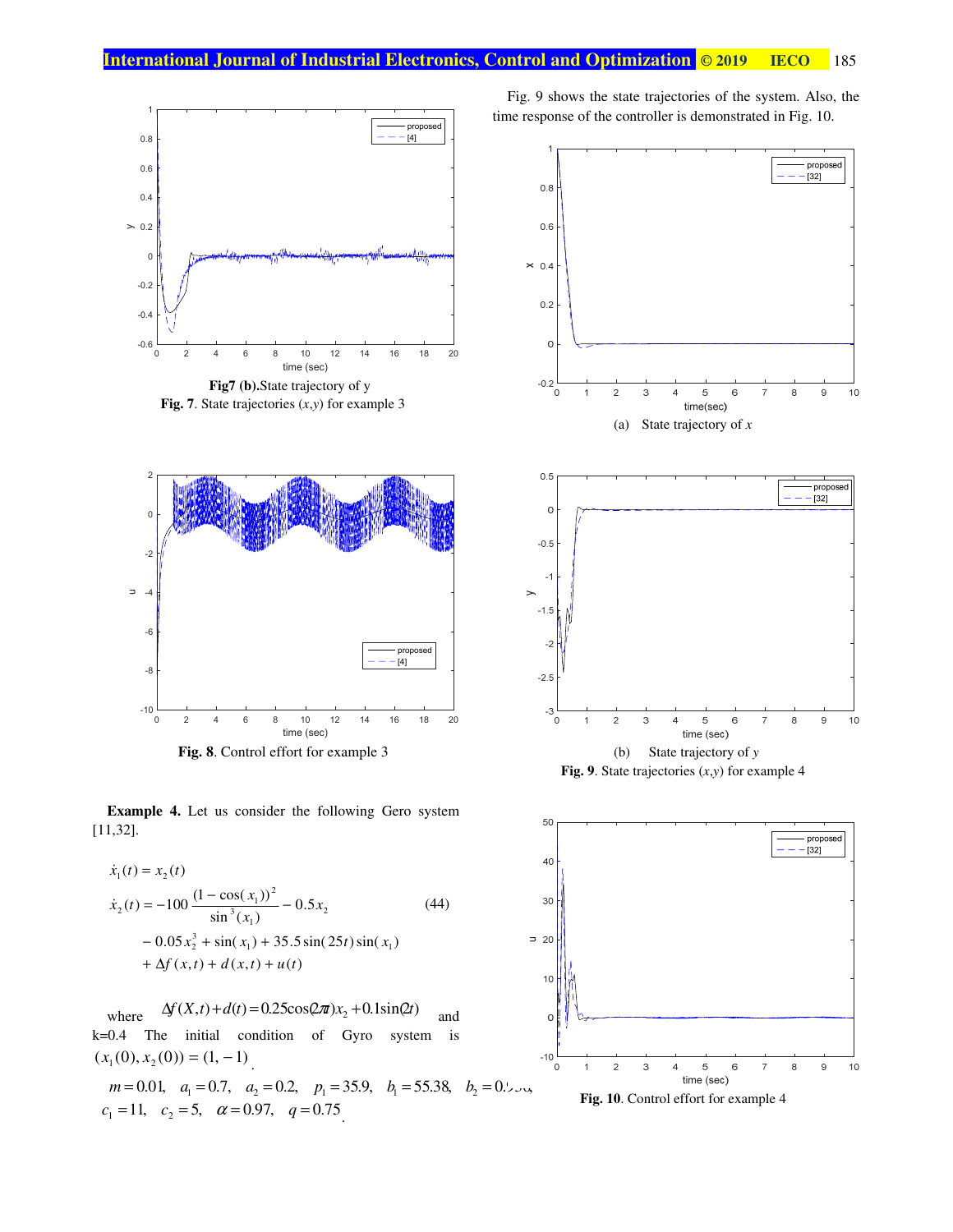Fig7 (b).State trajectory of y

**Fig. 7**. State trajectories ($x$,$y$) for example 3

**Fig. 8**. Control effort for example 3

**Example 4.** Let us consider the following Gero system [11,32].

$$\dot{x}_1(t) = x_2(t)$$
$$\dot{x}_2(t) = -100\frac{(1-\cos(x_1))^2}{\sin^3(x_1)} - 0.5x_2 \qquad (44)$$
$$-0.05x_2^3 + \sin(x_1) + 35.5\sin(25t)\sin(x_1)$$
$$+\Delta f(x,t) + d(x,t) + u(t)$$

where $\Delta f(X,t)+d(t)=0.25\cos(2\pi t)x_2+0.1\sin(2t)$ and k=0.4 The initial condition of Gyro system is $(x_1(0), x_2(0)) = (1, -1)$.

$m = 0.01, \quad a_1 = 0.7, \quad a_2 = 0.2, \quad p_1 = 35.9, \quad b_1 = 55.38, \quad b_2 = 0.5$,
$c_1 = 11, \quad c_2 = 5, \quad \alpha = 0.97, \quad q = 0.75$.

Fig. 9 shows the state trajectories of the system. Also, the time response of the controller is demonstrated in Fig. 10.

(a) State trajectory of $x$

(b) State trajectory of $y$

**Fig. 9**. State trajectories ($x$,$y$) for example 4

**Fig. 10**. Control effort for example 4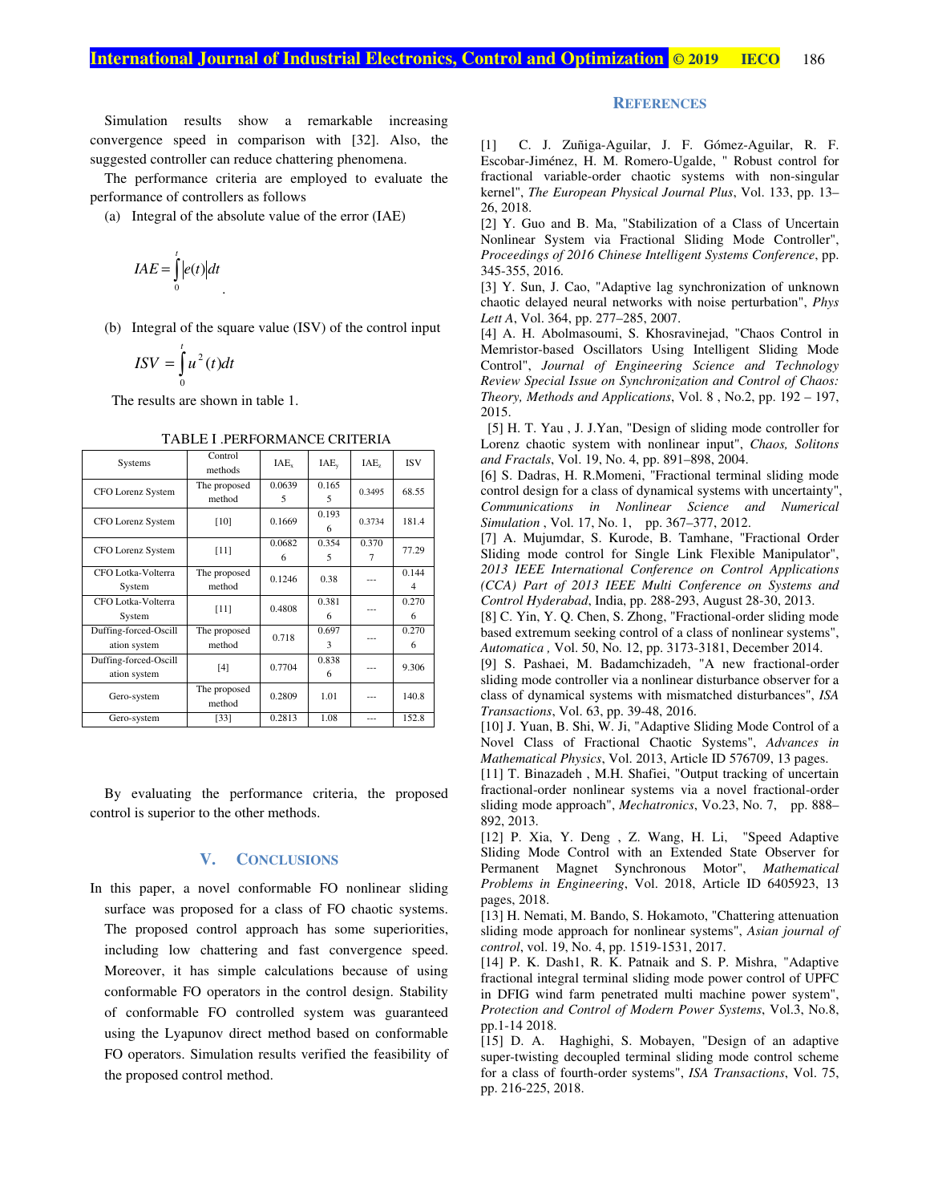Simulation results show a remarkable increasing convergence speed in comparison with [32]. Also, the suggested controller can reduce chattering phenomena.

The performance criteria are employed to evaluate the performance of controllers as follows

(a) Integral of the absolute value of the error (IAE)

$$IAE = \int_0^t |e(t)| dt$$

(b) Integral of the square value (ISV) of the control input

$$ISV = \int_0^t u^2(t) dt$$

The results are shown in table 1.

TABLE I .PERFORMANCE CRITERIA

| Systems | Control methods | $IAE_x$ | $IAE_y$ | $IAE_z$ | ISV |
|---|---|---|---|---|---|
| CFO Lorenz System | The proposed method | 0.06395 | 0.1655 | 0.3495 | 68.55 |
| CFO Lorenz System | [10] | 0.1669 | 0.1936 | 0.3734 | 181.4 |
| CFO Lorenz System | [11] | 0.06826 | 0.3545 | 0.3707 | 77.29 |
| CFO Lotka-Volterra System | The proposed method | 0.1246 | 0.38 | --- | 0.1444 |
| CFO Lotka-Volterra System | [11] | 0.4808 | 0.3816 | --- | 0.2706 |
| Duffing-forced-Oscillation system | The proposed method | 0.718 | 0.6973 | --- | 0.2706 |
| Duffing-forced-Oscillation system | [4] | 0.7704 | 0.8386 | --- | 9.306 |
| Gero-system | The proposed method | 0.2809 | 1.01 | --- | 140.8 |
| Gero-system | [33] | 0.2813 | 1.08 | --- | 152.8 |

By evaluating the performance criteria, the proposed control is superior to the other methods.

## V. Conclusions

In this paper, a novel conformable FO nonlinear sliding surface was proposed for a class of FO chaotic systems. The proposed control approach has some superiorities, including low chattering and fast convergence speed. Moreover, it has simple calculations because of using conformable FO operators in the control design. Stability of conformable FO controlled system was guaranteed using the Lyapunov direct method based on conformable FO operators. Simulation results verified the feasibility of the proposed control method.

## References

[1] C. J. Zuñiga-Aguilar, J. F. Gómez-Aguilar, R. F. Escobar-Jiménez, H. M. Romero-Ugalde, " Robust control for fractional variable-order chaotic systems with non-singular kernel", *The European Physical Journal Plus*, Vol. 133, pp. 13–26, 2018.

[2] Y. Guo and B. Ma, "Stabilization of a Class of Uncertain Nonlinear System via Fractional Sliding Mode Controller", *Proceedings of 2016 Chinese Intelligent Systems Conference*, pp. 345-355, 2016.

[3] Y. Sun, J. Cao, "Adaptive lag synchronization of unknown chaotic delayed neural networks with noise perturbation", *Phys Lett A*, Vol. 364, pp. 277–285, 2007.

[4] A. H. Abolmasoumi, S. Khosravinejad, "Chaos Control in Memristor-based Oscillators Using Intelligent Sliding Mode Control", *Journal of Engineering Science and Technology Review Special Issue on Synchronization and Control of Chaos: Theory, Methods and Applications*, Vol. 8 , No.2, pp. 192 – 197, 2015.

[5] H. T. Yau , J. J.Yan, "Design of sliding mode controller for Lorenz chaotic system with nonlinear input", *Chaos, Solitons and Fractals*, Vol. 19, No. 4, pp. 891–898, 2004.

[6] S. Dadras, H. R.Momeni, "Fractional terminal sliding mode control design for a class of dynamical systems with uncertainty", *Communications in Nonlinear Science and Numerical Simulation* , Vol. 17, No. 1, pp. 367–377, 2012.

[7] A. Mujumdar, S. Kurode, B. Tamhane, "Fractional Order Sliding mode control for Single Link Flexible Manipulator", *2013 IEEE International Conference on Control Applications (CCA) Part of 2013 IEEE Multi Conference on Systems and Control Hyderabad*, India, pp. 288-293, August 28-30, 2013.

[8] C. Yin, Y. Q. Chen, S. Zhong, "Fractional-order sliding mode based extremum seeking control of a class of nonlinear systems", *Automatica* , Vol. 50, No. 12, pp. 3173-3181, December 2014.

[9] S. Pashaei, M. Badamchizadeh, "A new fractional-order sliding mode controller via a nonlinear disturbance observer for a class of dynamical systems with mismatched disturbances", *ISA Transactions*, Vol. 63, pp. 39-48, 2016.

[10] J. Yuan, B. Shi, W. Ji, "Adaptive Sliding Mode Control of a Novel Class of Fractional Chaotic Systems", *Advances in Mathematical Physics*, Vol. 2013, Article ID 576709, 13 pages.

[11] T. Binazadeh , M.H. Shafiei, "Output tracking of uncertain fractional-order nonlinear systems via a novel fractional-order sliding mode approach", *Mechatronics*, Vo.23, No. 7, pp. 888–892, 2013.

[12] P. Xia, Y. Deng , Z. Wang, H. Li, "Speed Adaptive Sliding Mode Control with an Extended State Observer for Permanent Magnet Synchronous Motor", *Mathematical Problems in Engineering*, Vol. 2018, Article ID 6405923, 13 pages, 2018.

[13] H. Nemati, M. Bando, S. Hokamoto, "Chattering attenuation sliding mode approach for nonlinear systems", *Asian journal of control*, vol. 19, No. 4, pp. 1519-1531, 2017.

[14] P. K. Dash1, R. K. Patnaik and S. P. Mishra, "Adaptive fractional integral terminal sliding mode power control of UPFC in DFIG wind farm penetrated multi machine power system", *Protection and Control of Modern Power Systems*, Vol.3, No.8, pp.1-14 2018.

[15] D. A. Haghighi, S. Mobayen, "Design of an adaptive super-twisting decoupled terminal sliding mode control scheme for a class of fourth-order systems", *ISA Transactions*, Vol. 75, pp. 216-225, 2018.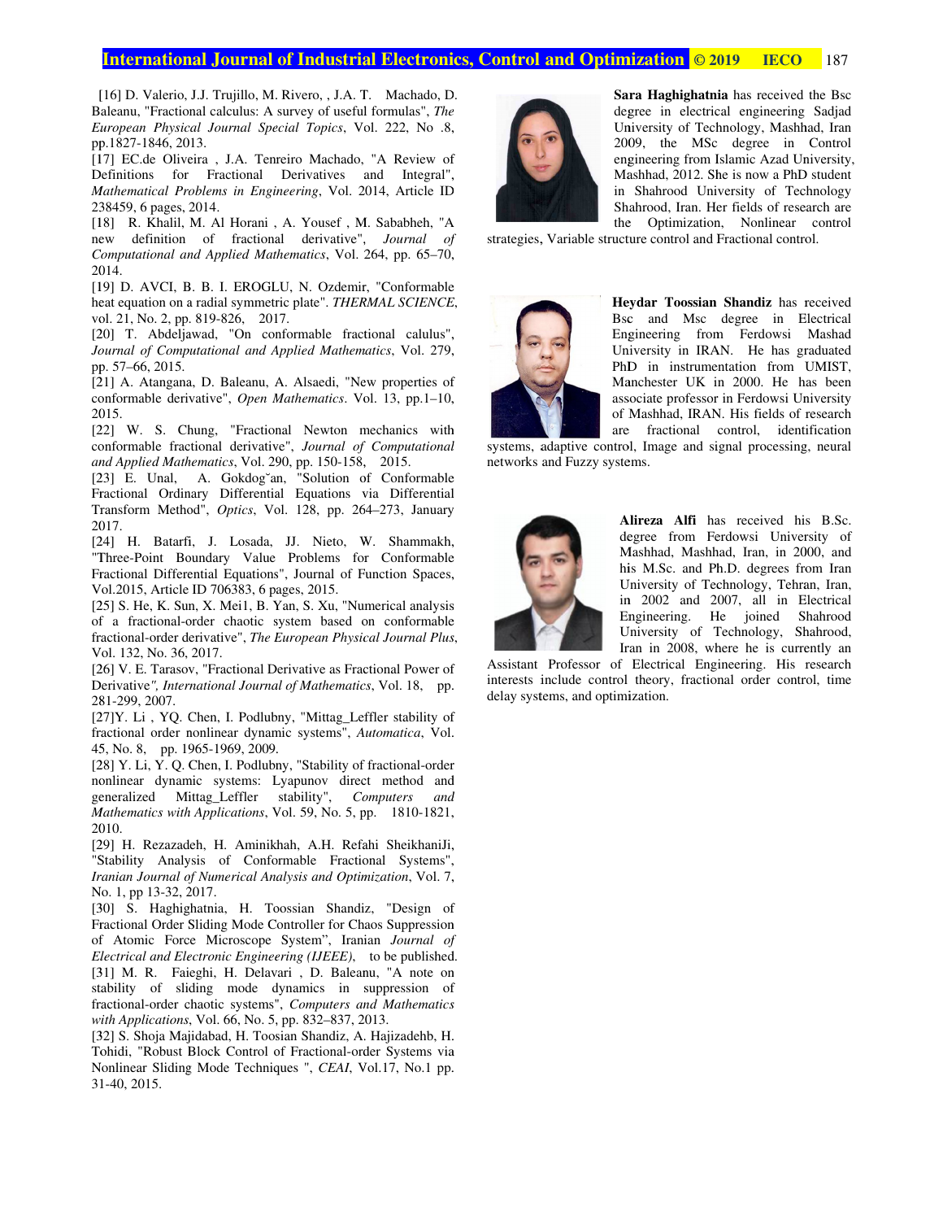[16] D. Valerio, J.J. Trujillo, M. Rivero, , J.A. T. Machado, D. Baleanu, "Fractional calculus: A survey of useful formulas", *The European Physical Journal Special Topics*, Vol. 222, No .8, pp.1827-1846, 2013.

[17] EC.de Oliveira , J.A. Tenreiro Machado, "A Review of Definitions for Fractional Derivatives and Integral", *Mathematical Problems in Engineering*, Vol. 2014, Article ID 238459, 6 pages, 2014.

[18] R. Khalil, M. Al Horani , A. Yousef , M. Sababheh, "A new definition of fractional derivative", *Journal of Computational and Applied Mathematics*, Vol. 264, pp. 65–70, 2014.

[19] D. AVCI, B. B. I. EROGLU, N. Ozdemir, "Conformable heat equation on a radial symmetric plate". *THERMAL SCIENCE*, vol. 21, No. 2, pp. 819-826, 2017.

[20] T. Abdeljawad, "On conformable fractional calulus", *Journal of Computational and Applied Mathematics*, Vol. 279, pp. 57–66, 2015.

[21] A. Atangana, D. Baleanu, A. Alsaedi, "New properties of conformable derivative", *Open Mathematics*. Vol. 13, pp.1–10, 2015.

[22] W. S. Chung, "Fractional Newton mechanics with conformable fractional derivative", *Journal of Computational and Applied Mathematics*, Vol. 290, pp. 150-158, 2015.

[23] E. Unal, A. Gokdog˘an, "Solution of Conformable Fractional Ordinary Differential Equations via Differential Transform Method", *Optics*, Vol. 128, pp. 264–273, January 2017.

[24] H. Batarfi, J. Losada, JJ. Nieto, W. Shammakh, "Three-Point Boundary Value Problems for Conformable Fractional Differential Equations", Journal of Function Spaces, Vol.2015, Article ID 706383, 6 pages, 2015.

[25] S. He, K. Sun, X. Mei1, B. Yan, S. Xu, "Numerical analysis of a fractional-order chaotic system based on conformable fractional-order derivative", *The European Physical Journal Plus*, Vol. 132, No. 36, 2017.

[26] V. E. Tarasov, "Fractional Derivative as Fractional Power of Derivative*", International Journal of Mathematics*, Vol. 18, pp. 281-299, 2007.

[27]Y. Li , YQ. Chen, I. Podlubny, "Mittag_Leffler stability of fractional order nonlinear dynamic systems", *Automatica*, Vol. 45, No. 8, pp. 1965-1969, 2009.

[28] Y. Li, Y. Q. Chen, I. Podlubny, "Stability of fractional-order nonlinear dynamic systems: Lyapunov direct method and generalized Mittag_Leffler stability", *Computers and Mathematics with Applications*, Vol. 59, No. 5, pp. 1810-1821, 2010.

[29] H. Rezazadeh, H. Aminikhah, A.H. Refahi SheikhaniJi, "Stability Analysis of Conformable Fractional Systems", *Iranian Journal of Numerical Analysis and Optimization*, Vol. 7, No. 1, pp 13-32, 2017.

[30] S. Haghighatnia, H. Toossian Shandiz, "Design of Fractional Order Sliding Mode Controller for Chaos Suppression of Atomic Force Microscope System", Iranian *Journal of Electrical and Electronic Engineering (IJEEE)*, to be published.

[31] M. R. Faieghi, H. Delavari , D. Baleanu, "A note on stability of sliding mode dynamics in suppression of fractional-order chaotic systems", *Computers and Mathematics with Applications*, Vol. 66, No. 5, pp. 832–837, 2013.

[32] S. Shoja Majidabad, H. Toosian Shandiz, A. Hajizadehb, H. Tohidi, "Robust Block Control of Fractional-order Systems via Nonlinear Sliding Mode Techniques ", *CEAI*, Vol.17, No.1 pp. 31-40, 2015.

**Sara Haghighatnia** has received the Bsc degree in electrical engineering Sadjad University of Technology, Mashhad, Iran 2009, the MSc degree in Control engineering from Islamic Azad University, Mashhad, 2012. She is now a PhD student in Shahrood University of Technology Shahrood, Iran. Her fields of research are the Optimization, Nonlinear control strategies, Variable structure control and Fractional control.

**Heydar Toossian Shandiz** has received Bsc and Msc degree in Electrical Engineering from Ferdowsi Mashad University in IRAN. He has graduated PhD in instrumentation from UMIST, Manchester UK in 2000. He has been associate professor in Ferdowsi University of Mashad, IRAN. His fields of research are fractional control, identification systems, adaptive control, Image and signal processing, neural networks and Fuzzy systems.

**Alireza Alfi** has received his B.Sc. degree from Ferdowsi University of Mashhad, Mashhad, Iran, in 2000, and his M.Sc. and Ph.D. degrees from Iran University of Technology, Tehran, Iran, in 2002 and 2007, all in Electrical Engineering. He joined Shahrood University of Technology, Shahrood, Iran in 2008, where he is currently an Assistant Professor of Electrical Engineering. His research interests include control theory, fractional order control, time delay systems, and optimization.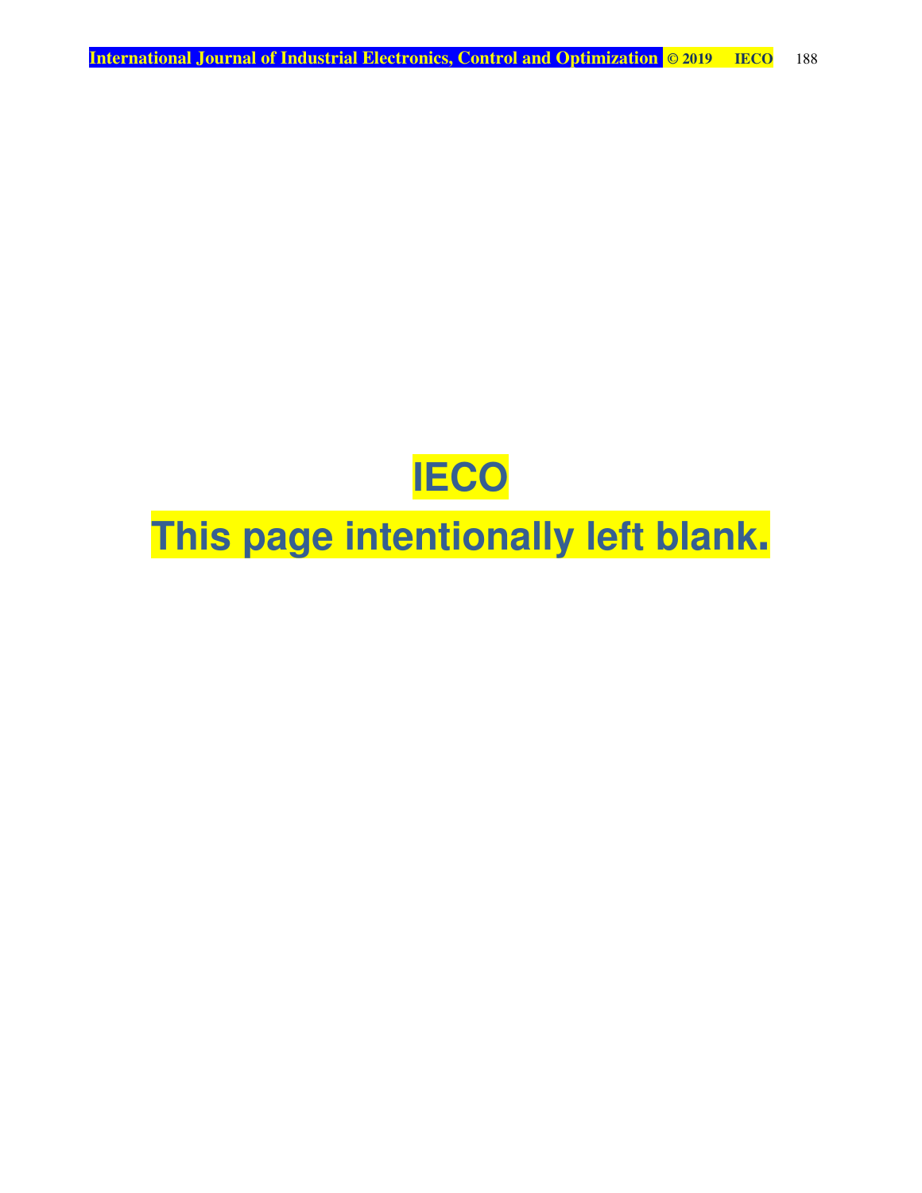IECO

This page intentionally left blank.